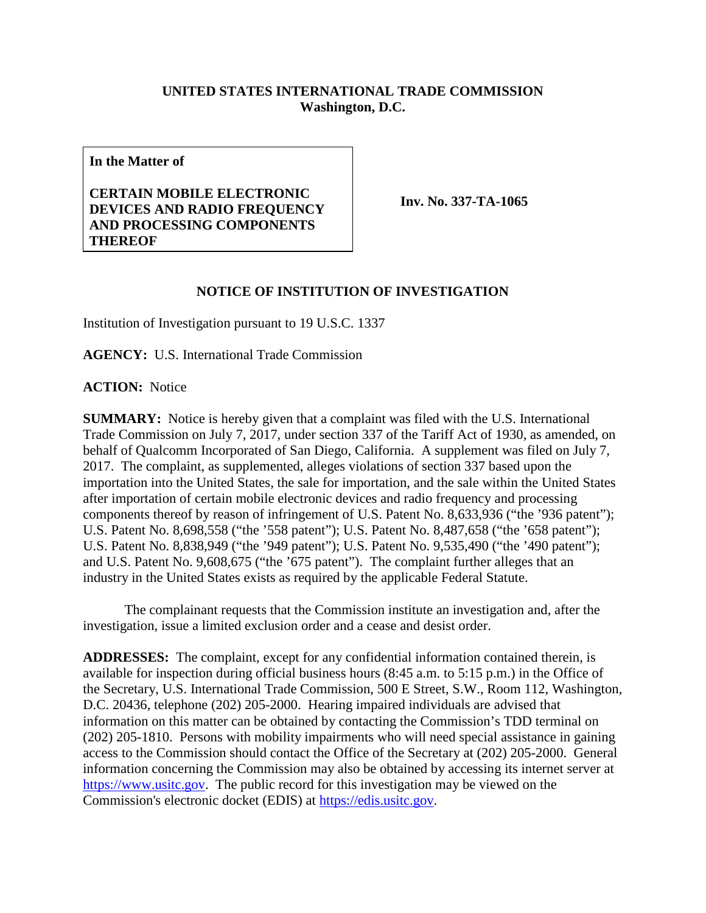**UNITED STATES INTERNATIONAL TRADE COMMISSION**
**Washington, D.C.**

| **In the Matter of**<br><br>**CERTAIN MOBILE ELECTRONIC DEVICES AND RADIO FREQUENCY AND PROCESSING COMPONENTS THEREOF** | **Inv. No. 337-TA-1065** |
|---|---|

## NOTICE OF INSTITUTION OF INVESTIGATION

Institution of Investigation pursuant to 19 U.S.C. 1337

**AGENCY:** U.S. International Trade Commission

**ACTION:** Notice

**SUMMARY:** Notice is hereby given that a complaint was filed with the U.S. International Trade Commission on July 7, 2017, under section 337 of the Tariff Act of 1930, as amended, on behalf of Qualcomm Incorporated of San Diego, California. A supplement was filed on July 7, 2017. The complaint, as supplemented, alleges violations of section 337 based upon the importation into the United States, the sale for importation, and the sale within the United States after importation of certain mobile electronic devices and radio frequency and processing components thereof by reason of infringement of U.S. Patent No. 8,633,936 ("the '936 patent"); U.S. Patent No. 8,698,558 ("the '558 patent"); U.S. Patent No. 8,487,658 ("the '658 patent"); U.S. Patent No. 8,838,949 ("the '949 patent"); U.S. Patent No. 9,535,490 ("the '490 patent"); and U.S. Patent No. 9,608,675 ("the '675 patent"). The complaint further alleges that an industry in the United States exists as required by the applicable Federal Statute.

The complainant requests that the Commission institute an investigation and, after the investigation, issue a limited exclusion order and a cease and desist order.

**ADDRESSES:** The complaint, except for any confidential information contained therein, is available for inspection during official business hours (8:45 a.m. to 5:15 p.m.) in the Office of the Secretary, U.S. International Trade Commission, 500 E Street, S.W., Room 112, Washington, D.C. 20436, telephone (202) 205-2000. Hearing impaired individuals are advised that information on this matter can be obtained by contacting the Commission's TDD terminal on (202) 205-1810. Persons with mobility impairments who will need special assistance in gaining access to the Commission should contact the Office of the Secretary at (202) 205-2000. General information concerning the Commission may also be obtained by accessing its internet server at https://www.usitc.gov. The public record for this investigation may be viewed on the Commission's electronic docket (EDIS) at https://edis.usitc.gov.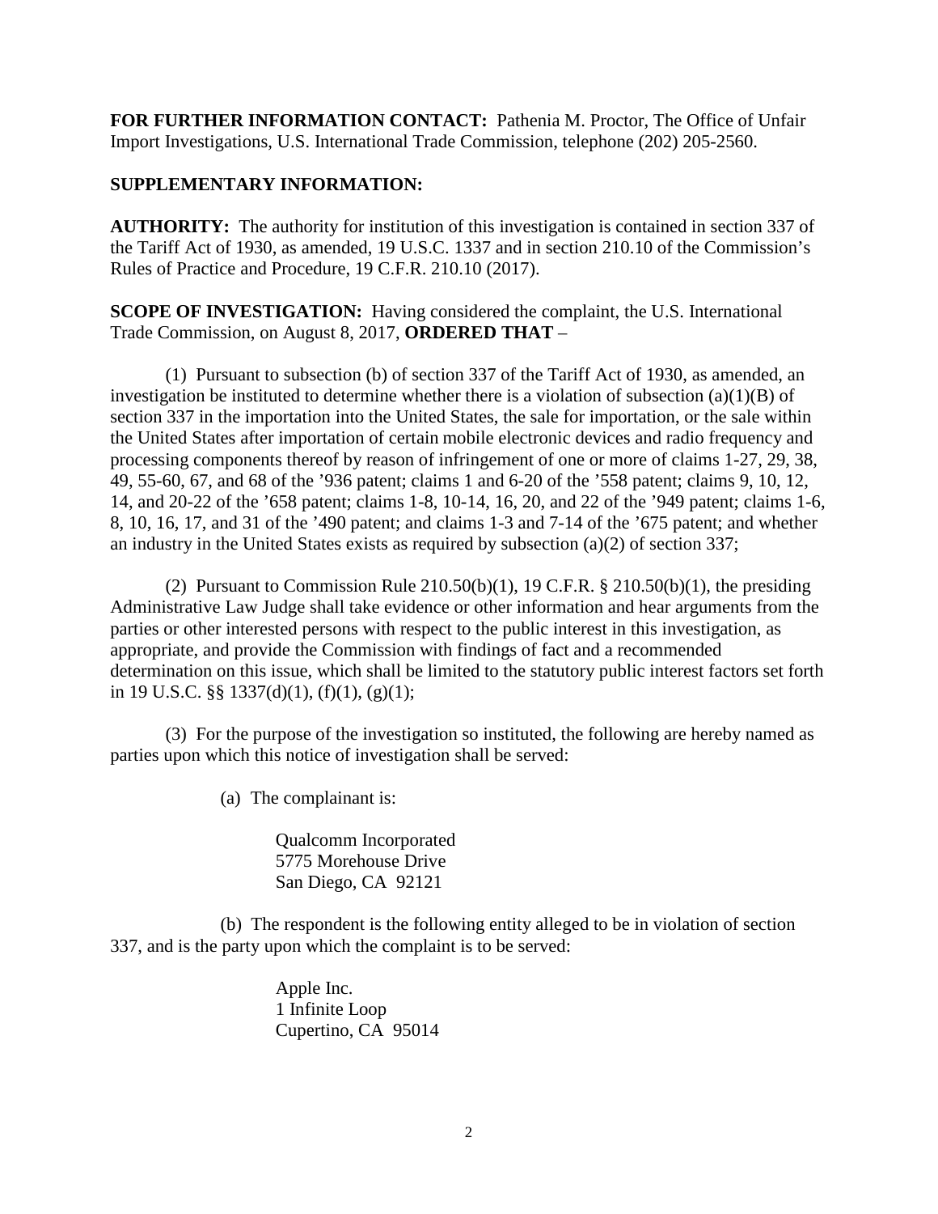**FOR FURTHER INFORMATION CONTACT:** Pathenia M. Proctor, The Office of Unfair Import Investigations, U.S. International Trade Commission, telephone (202) 205-2560.

**SUPPLEMENTARY INFORMATION:**

**AUTHORITY:** The authority for institution of this investigation is contained in section 337 of the Tariff Act of 1930, as amended, 19 U.S.C. 1337 and in section 210.10 of the Commission's Rules of Practice and Procedure, 19 C.F.R. 210.10 (2017).

**SCOPE OF INVESTIGATION:** Having considered the complaint, the U.S. International Trade Commission, on August 8, 2017, **ORDERED THAT** –

(1) Pursuant to subsection (b) of section 337 of the Tariff Act of 1930, as amended, an investigation be instituted to determine whether there is a violation of subsection (a)(1)(B) of section 337 in the importation into the United States, the sale for importation, or the sale within the United States after importation of certain mobile electronic devices and radio frequency and processing components thereof by reason of infringement of one or more of claims 1-27, 29, 38, 49, 55-60, 67, and 68 of the '936 patent; claims 1 and 6-20 of the '558 patent; claims 9, 10, 12, 14, and 20-22 of the '658 patent; claims 1-8, 10-14, 16, 20, and 22 of the '949 patent; claims 1-6, 8, 10, 16, 17, and 31 of the '490 patent; and claims 1-3 and 7-14 of the '675 patent; and whether an industry in the United States exists as required by subsection (a)(2) of section 337;

(2) Pursuant to Commission Rule 210.50(b)(1), 19 C.F.R. § 210.50(b)(1), the presiding Administrative Law Judge shall take evidence or other information and hear arguments from the parties or other interested persons with respect to the public interest in this investigation, as appropriate, and provide the Commission with findings of fact and a recommended determination on this issue, which shall be limited to the statutory public interest factors set forth in 19 U.S.C. §§ 1337(d)(1), (f)(1), (g)(1);

(3) For the purpose of the investigation so instituted, the following are hereby named as parties upon which this notice of investigation shall be served:

(a) The complainant is:

Qualcomm Incorporated
5775 Morehouse Drive
San Diego, CA 92121

(b) The respondent is the following entity alleged to be in violation of section 337, and is the party upon which the complaint is to be served:

Apple Inc.
1 Infinite Loop
Cupertino, CA 95014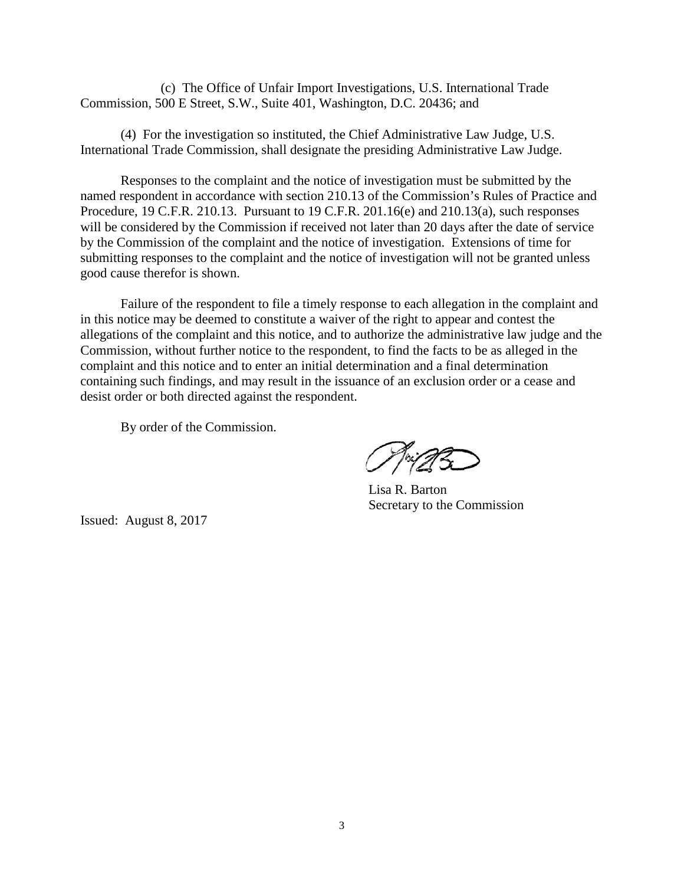(c) The Office of Unfair Import Investigations, U.S. International Trade Commission, 500 E Street, S.W., Suite 401, Washington, D.C. 20436; and

(4) For the investigation so instituted, the Chief Administrative Law Judge, U.S. International Trade Commission, shall designate the presiding Administrative Law Judge.

Responses to the complaint and the notice of investigation must be submitted by the named respondent in accordance with section 210.13 of the Commission's Rules of Practice and Procedure, 19 C.F.R. 210.13. Pursuant to 19 C.F.R. 201.16(e) and 210.13(a), such responses will be considered by the Commission if received not later than 20 days after the date of service by the Commission of the complaint and the notice of investigation. Extensions of time for submitting responses to the complaint and the notice of investigation will not be granted unless good cause therefor is shown.

Failure of the respondent to file a timely response to each allegation in the complaint and in this notice may be deemed to constitute a waiver of the right to appear and contest the allegations of the complaint and this notice, and to authorize the administrative law judge and the Commission, without further notice to the respondent, to find the facts to be as alleged in the complaint and this notice and to enter an initial determination and a final determination containing such findings, and may result in the issuance of an exclusion order or a cease and desist order or both directed against the respondent.

By order of the Commission.

Lisa R. Barton
Secretary to the Commission

Issued: August 8, 2017